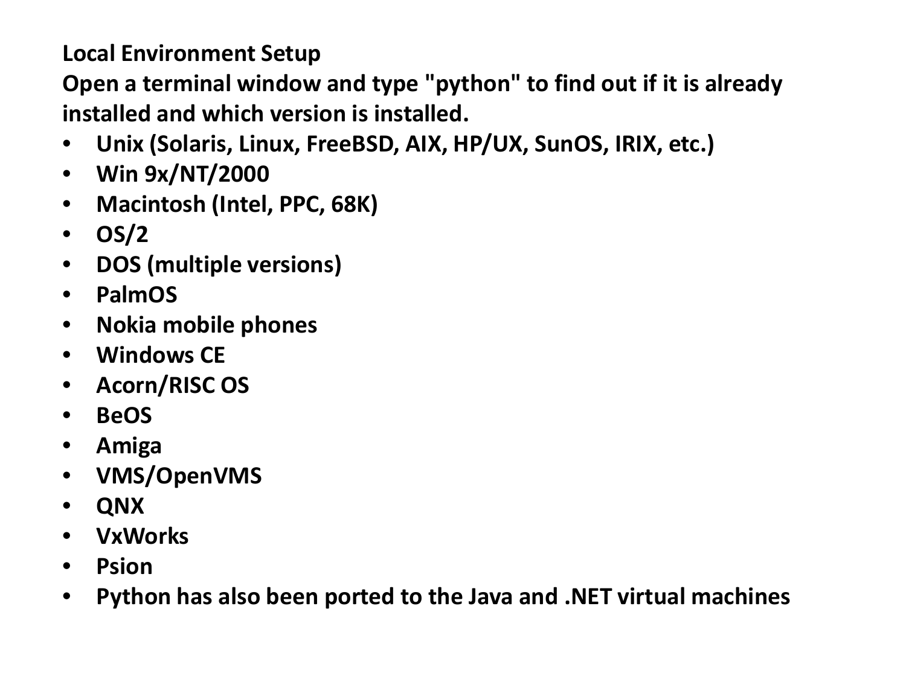**Local Environment Setup**

**Open a terminal window and type "python" to find out if it is already installed and which version is installed.**

- **Unix (Solaris, Linux, FreeBSD, AIX, HP/UX, SunOS, IRIX, etc.)**
- **Win 9x/NT/2000**
- **Macintosh (Intel, PPC, 68K)**
- **OS/2**
- **DOS (multiple versions)**
- **PalmOS**
- **Nokia mobile phones**
- **Windows CE**
- **Acorn/RISC OS**
- **BeOS**
- **Amiga**
- **VMS/OpenVMS**
- **QNX**
- **VxWorks**
- **Psion**
- **Python has also been ported to the Java and .NET virtual machines**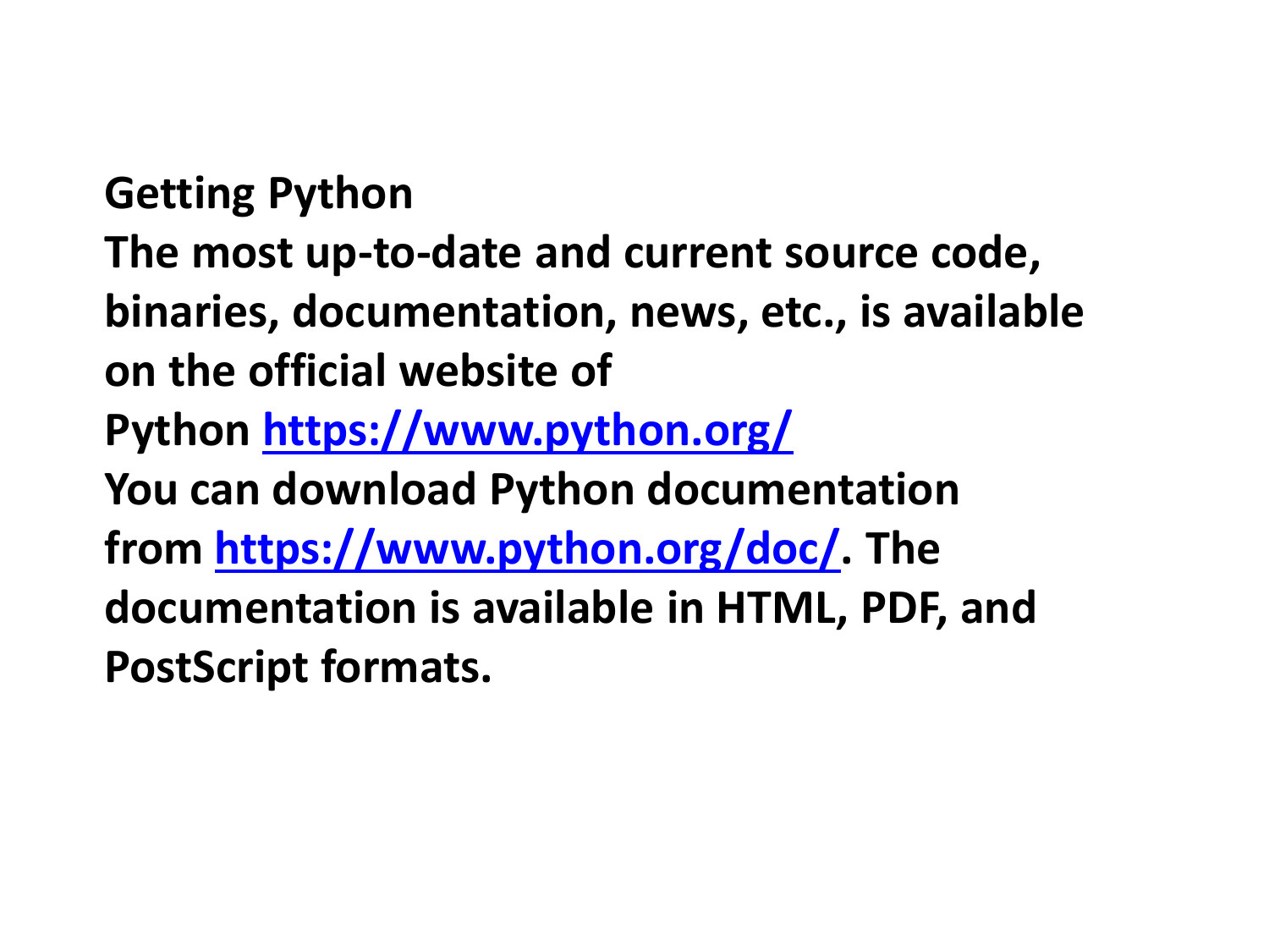**Getting Python**

**The most up-to-date and current source code, binaries, documentation, news, etc., is available on the official website of Python [https://www.python.org/](https://www.python.org/)**

**You can download Python documentation from [https://www.python.org/doc/](https://www.python.org/doc/). The documentation is available in HTML, PDF, and PostScript formats.**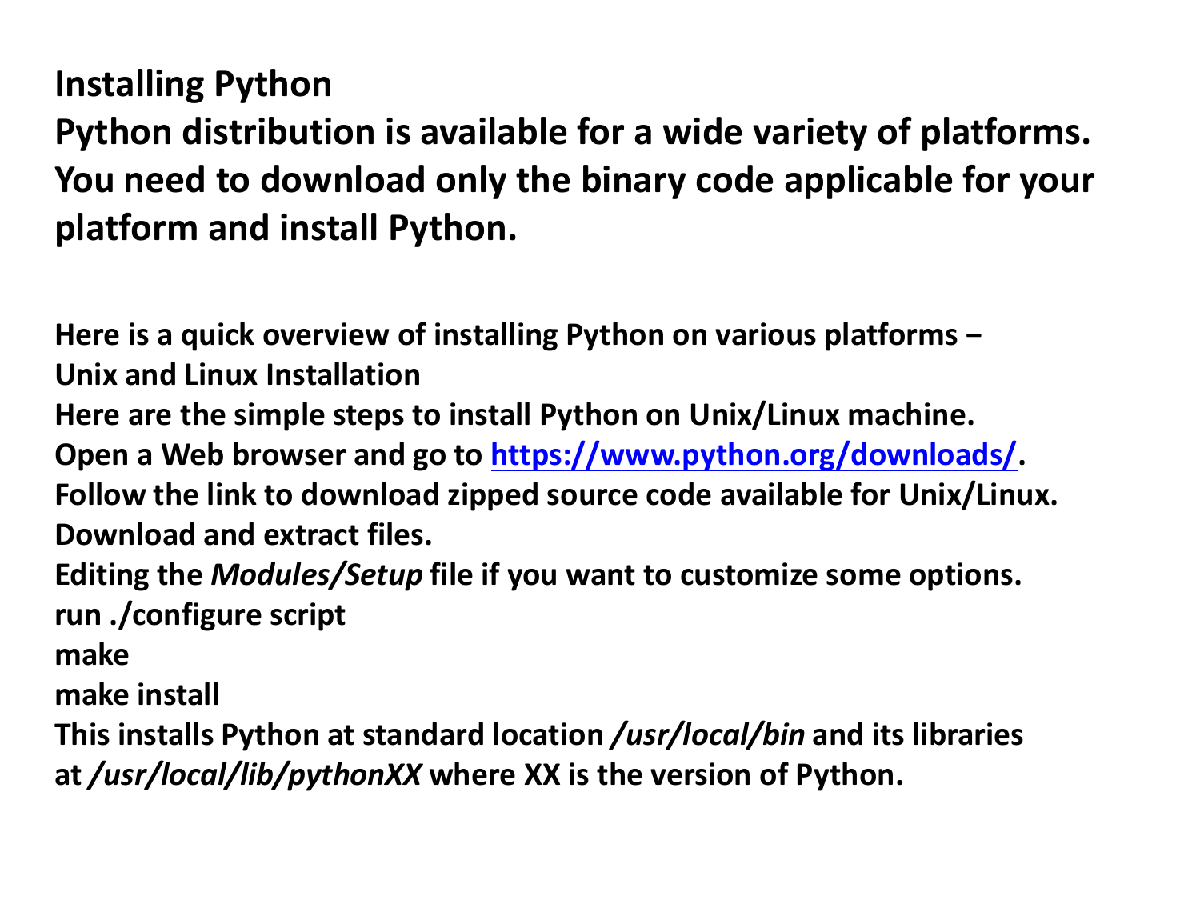## Installing Python

**Python distribution is available for a wide variety of platforms. You need to download only the binary code applicable for your platform and install Python.**

**Here is a quick overview of installing Python on various platforms −**

**Unix and Linux Installation**

**Here are the simple steps to install Python on Unix/Linux machine.**

**Open a Web browser and go to [https://www.python.org/downloads/](https://www.python.org/downloads/).**

**Follow the link to download zipped source code available for Unix/Linux.**

**Download and extract files.**

**Editing the *Modules/Setup* file if you want to customize some options.**

**run ./configure script**

**make**

**make install**

**This installs Python at standard location */usr/local/bin* and its libraries at */usr/local/lib/pythonXX* where XX is the version of Python.**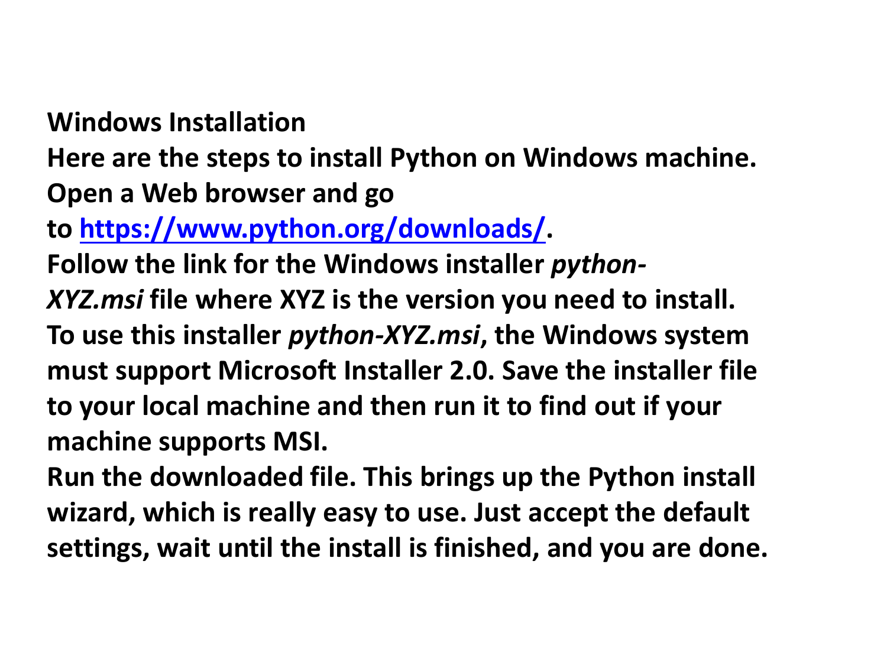**Windows Installation**

**Here are the steps to install Python on Windows machine.**

**Open a Web browser and go to [https://www.python.org/downloads/](https://www.python.org/downloads/).**

**Follow the link for the Windows installer *python-XYZ.msi* file where XYZ is the version you need to install.**

**To use this installer *python-XYZ.msi*, the Windows system must support Microsoft Installer 2.0. Save the installer file to your local machine and then run it to find out if your machine supports MSI.**

**Run the downloaded file. This brings up the Python install wizard, which is really easy to use. Just accept the default settings, wait until the install is finished, and you are done.**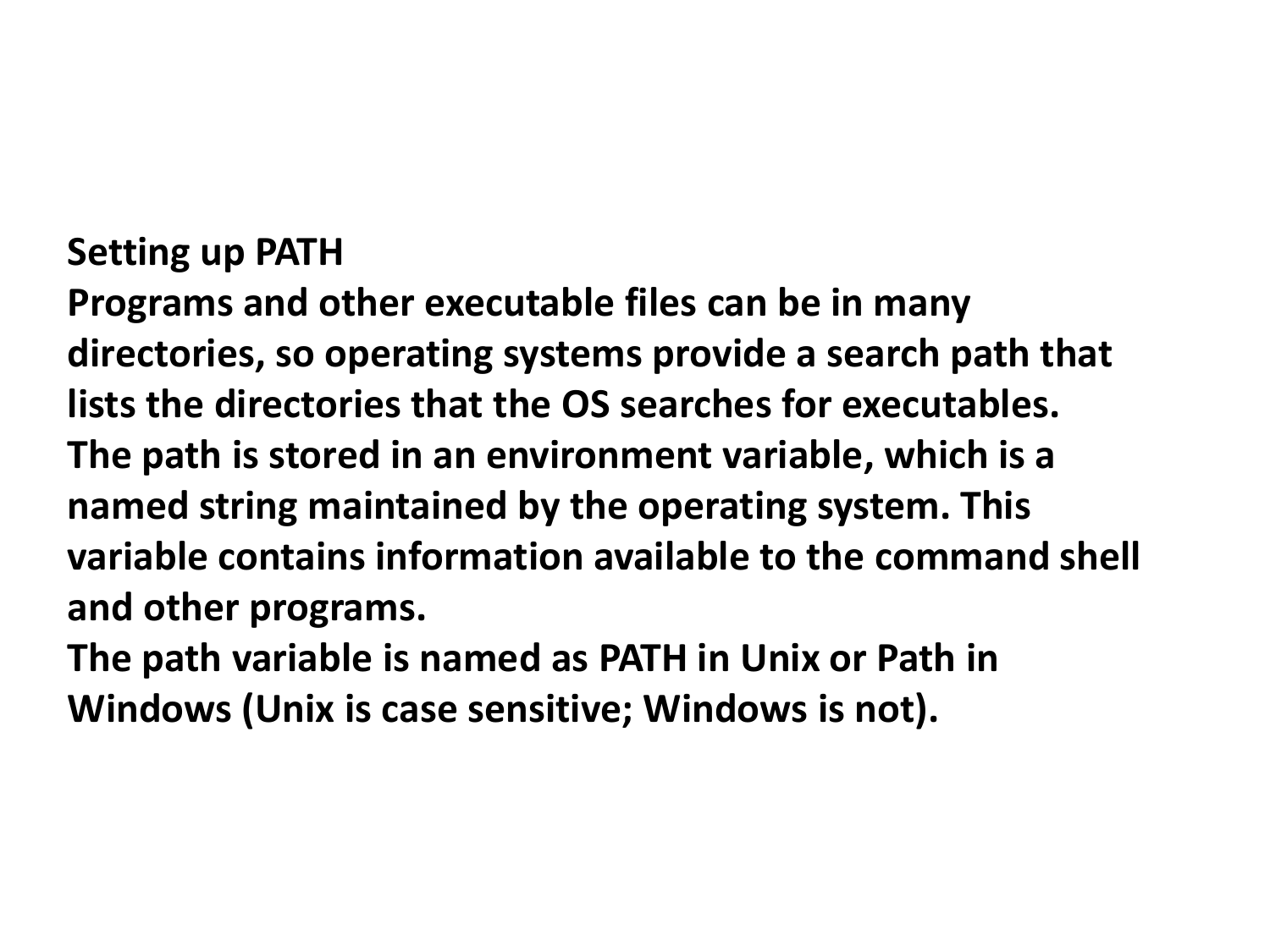**Setting up PATH**

**Programs and other executable files can be in many directories, so operating systems provide a search path that lists the directories that the OS searches for executables.**

**The path is stored in an environment variable, which is a named string maintained by the operating system. This variable contains information available to the command shell and other programs.**

**The path variable is named as PATH in Unix or Path in Windows (Unix is case sensitive; Windows is not).**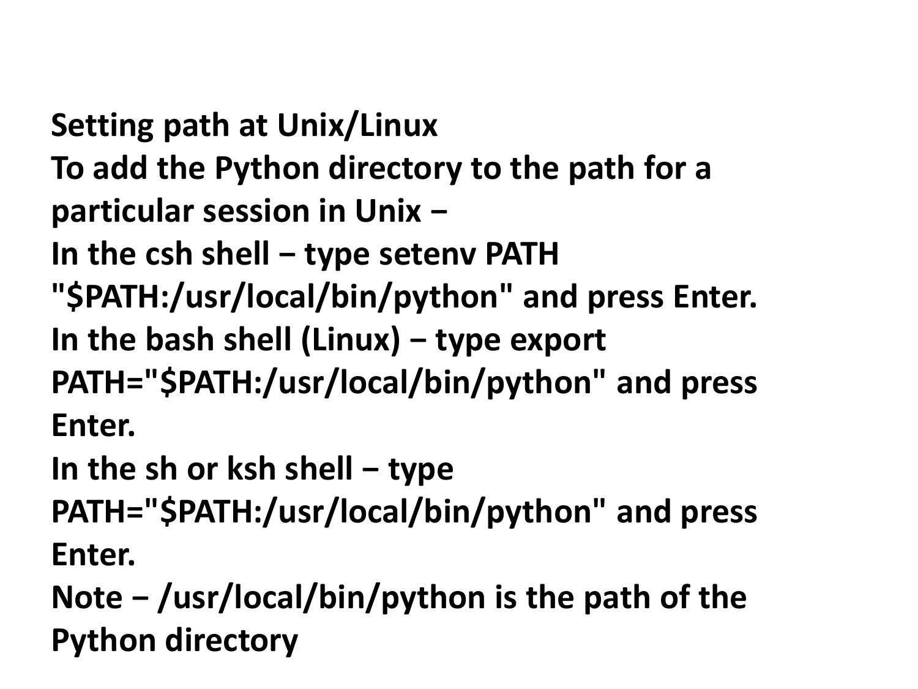**Setting path at Unix/Linux**

**To add the Python directory to the path for a particular session in Unix −**

**In the csh shell − type setenv PATH "$PATH:/usr/local/bin/python" and press Enter.**

**In the bash shell (Linux) − type export PATH="$PATH:/usr/local/bin/python" and press Enter.**

**In the sh or ksh shell − type PATH="$PATH:/usr/local/bin/python" and press Enter.**

**Note − /usr/local/bin/python is the path of the Python directory**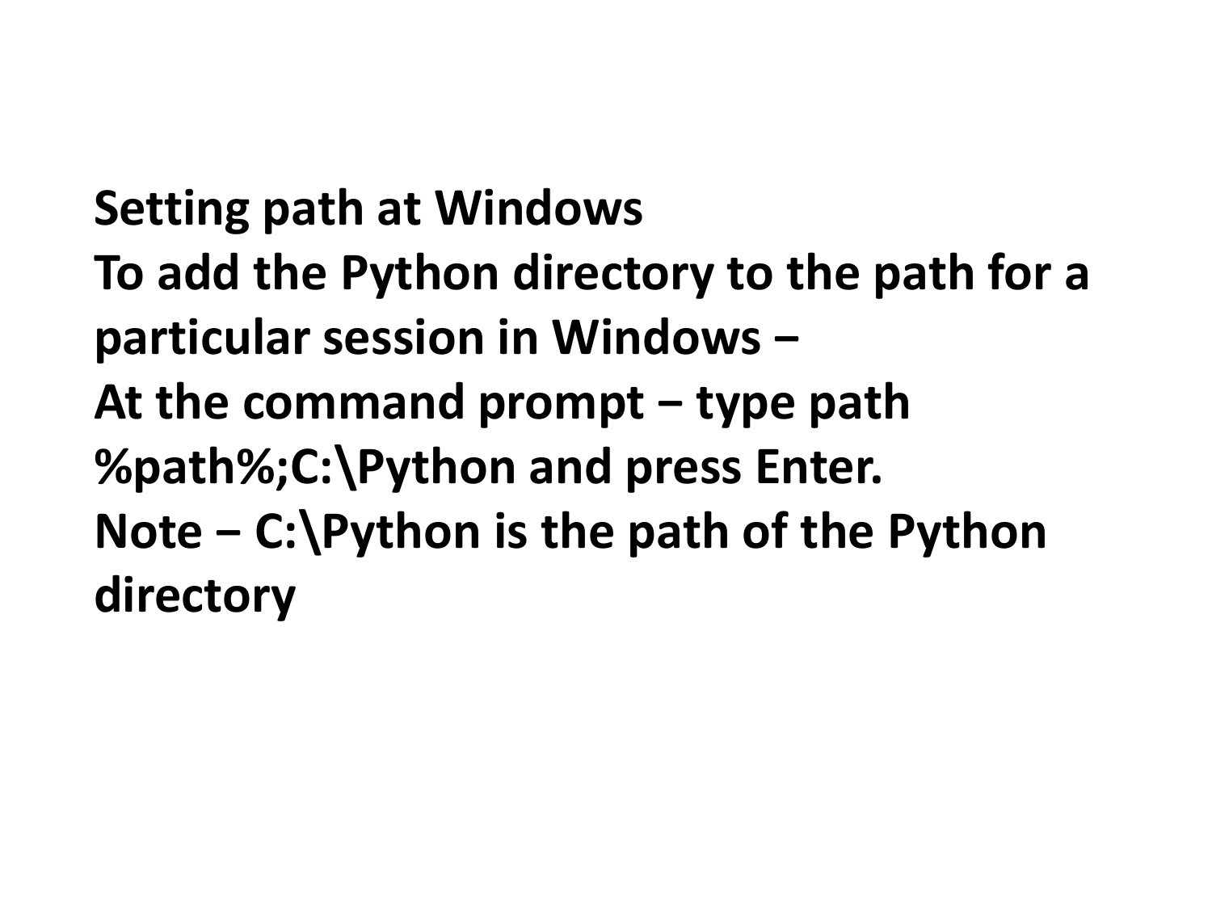**Setting path at Windows**
**To add the Python directory to the path for a particular session in Windows –**
**At the command prompt – type path %path%;C:\Python and press Enter.**
**Note – C:\Python is the path of the Python directory**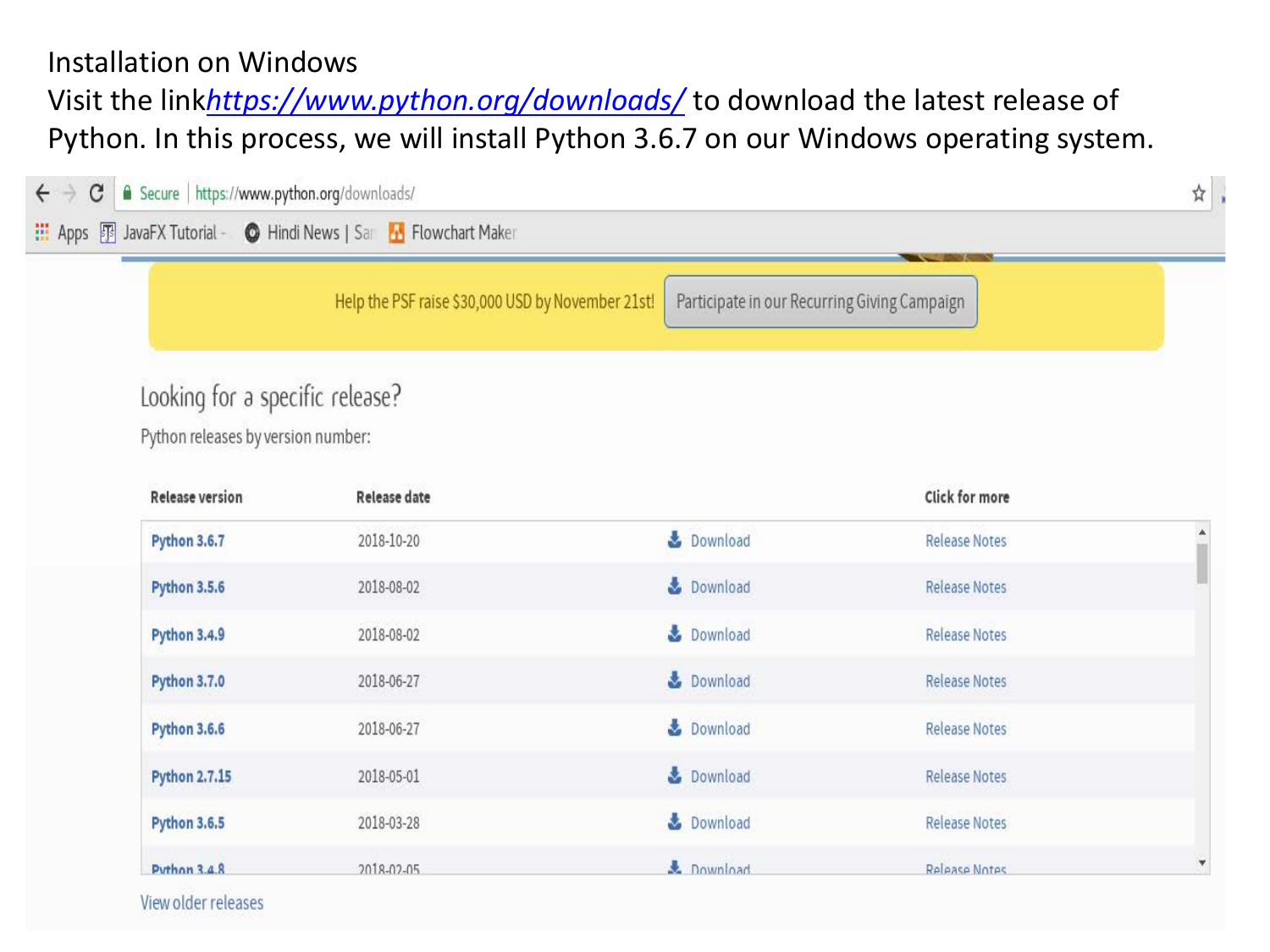Installation on Windows

Visit the link[https://www.python.org/downloads/](https://www.python.org/downloads/) to download the latest release of Python. In this process, we will install Python 3.6.7 on our Windows operating system.

Help the PSF raise $30,000 USD by November 21st! Participate in our Recurring Giving Campaign

Looking for a specific release?

Python releases by version number:

| Release version | Release date | | Click for more |
|---|---|---|---|
| Python 3.6.7 | 2018-10-20 | Download | Release Notes |
| Python 3.5.6 | 2018-08-02 | Download | Release Notes |
| Python 3.4.9 | 2018-08-02 | Download | Release Notes |
| Python 3.7.0 | 2018-06-27 | Download | Release Notes |
| Python 3.6.6 | 2018-06-27 | Download | Release Notes |
| Python 2.7.15 | 2018-05-01 | Download | Release Notes |
| Python 3.6.5 | 2018-03-28 | Download | Release Notes |
| Python 3.4.8 | 2018-02-05 | Download | Release Notes |

View older releases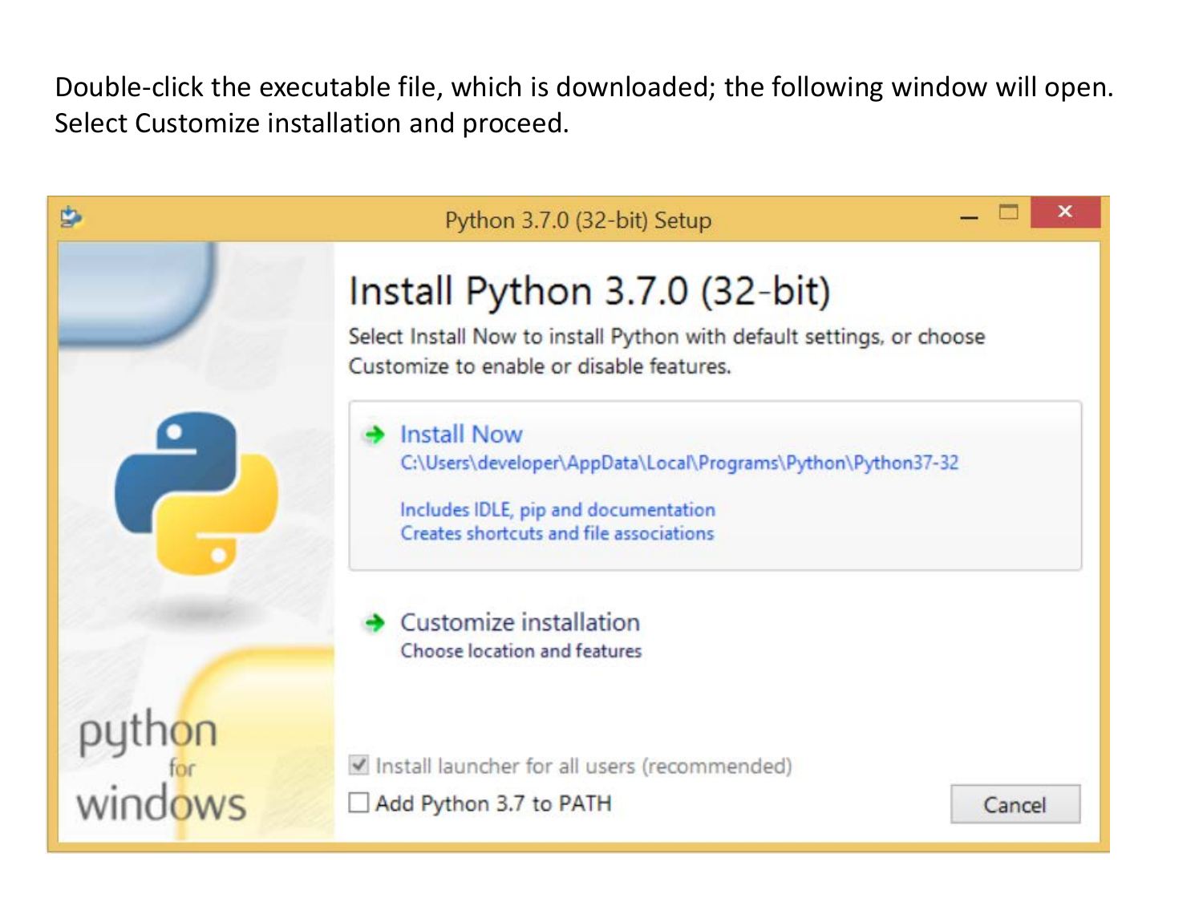Double-click the executable file, which is downloaded; the following window will open. Select Customize installation and proceed.

Python 3.7.0 (32-bit) Setup

# Install Python 3.7.0 (32-bit)

Select Install Now to install Python with default settings, or choose Customize to enable or disable features.

**Install Now**
C:\Users\developer\AppData\Local\Programs\Python\Python37-32

Includes IDLE, pip and documentation
Creates shortcuts and file associations

**Customize installation**
Choose location and features

- [x] Install launcher for all users (recommended)
- [ ] Add Python 3.7 to PATH

Cancel

python for windows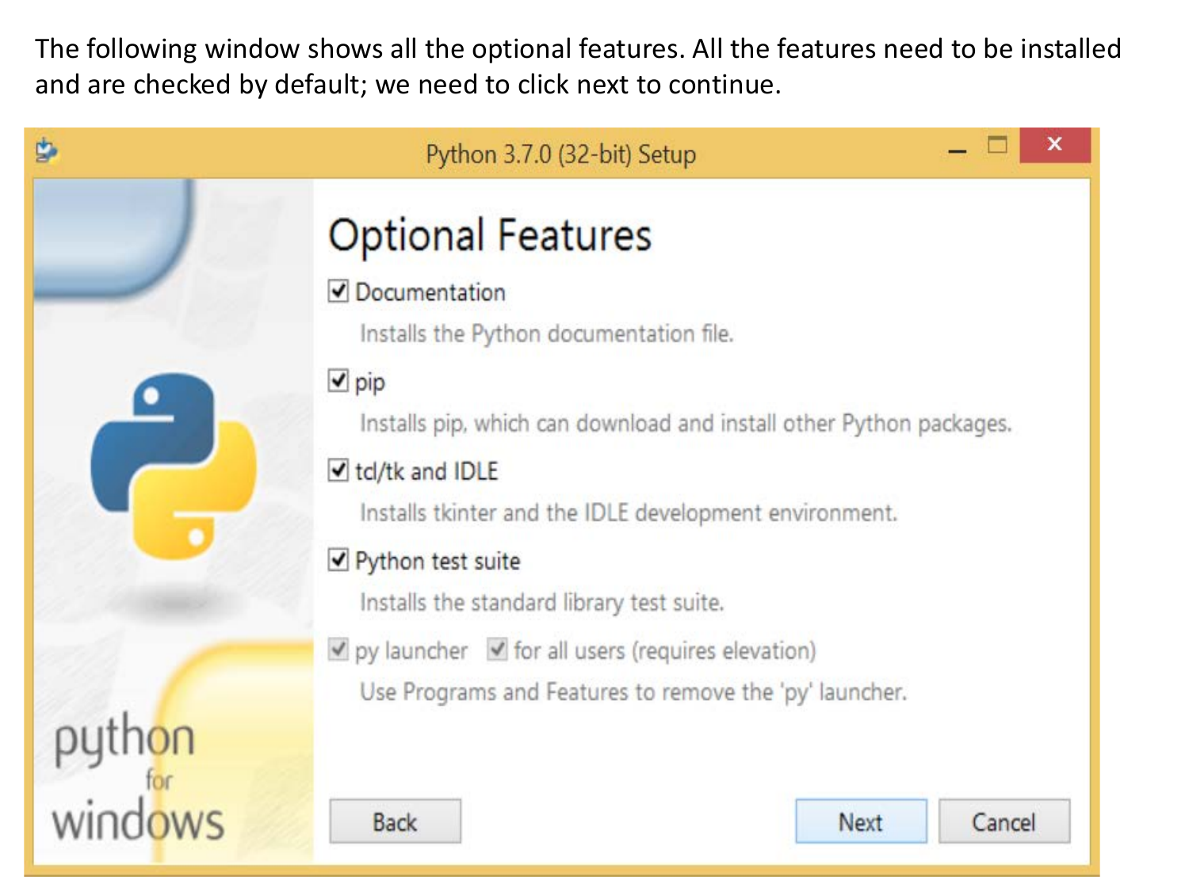The following window shows all the optional features. All the features need to be installed and are checked by default; we need to click next to continue.

Python 3.7.0 (32-bit) Setup

# Optional Features

- [x] Documentation
  Installs the Python documentation file.
- [x] pip
  Installs pip, which can download and install other Python packages.
- [x] tcl/tk and IDLE
  Installs tkinter and the IDLE development environment.
- [x] Python test suite
  Installs the standard library test suite.
- [x] py launcher [x] for all users (requires elevation)
  Use Programs and Features to remove the 'py' launcher.

python for windows

Back | Next | Cancel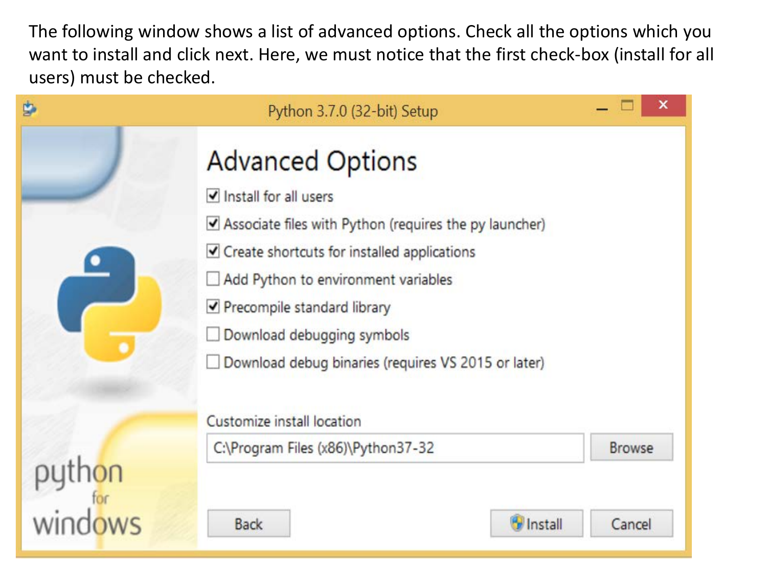The following window shows a list of advanced options. Check all the options which you want to install and click next. Here, we must notice that the first check-box (install for all users) must be checked.

Python 3.7.0 (32-bit) Setup

## Advanced Options

- [x] Install for all users
- [x] Associate files with Python (requires the py launcher)
- [x] Create shortcuts for installed applications
- [ ] Add Python to environment variables
- [x] Precompile standard library
- [ ] Download debugging symbols
- [ ] Download debug binaries (requires VS 2015 or later)

Customize install location

C:\Program Files (x86)\Python37-32

Browse

Back | Install | Cancel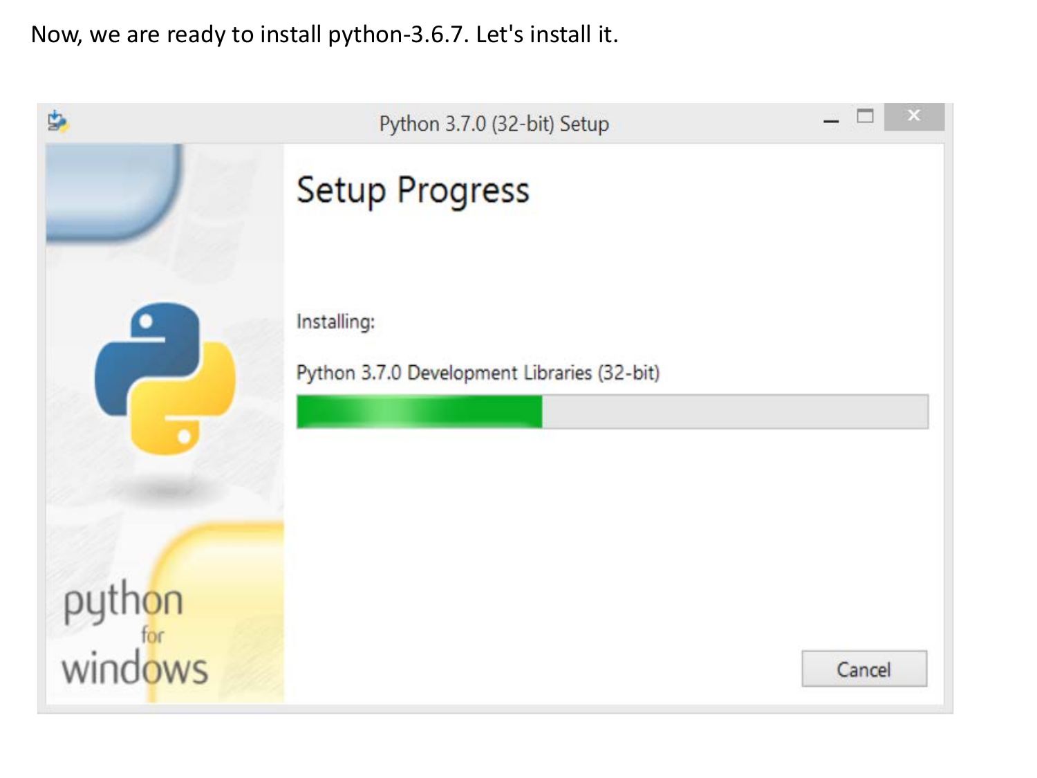Now, we are ready to install python-3.6.7. Let's install it.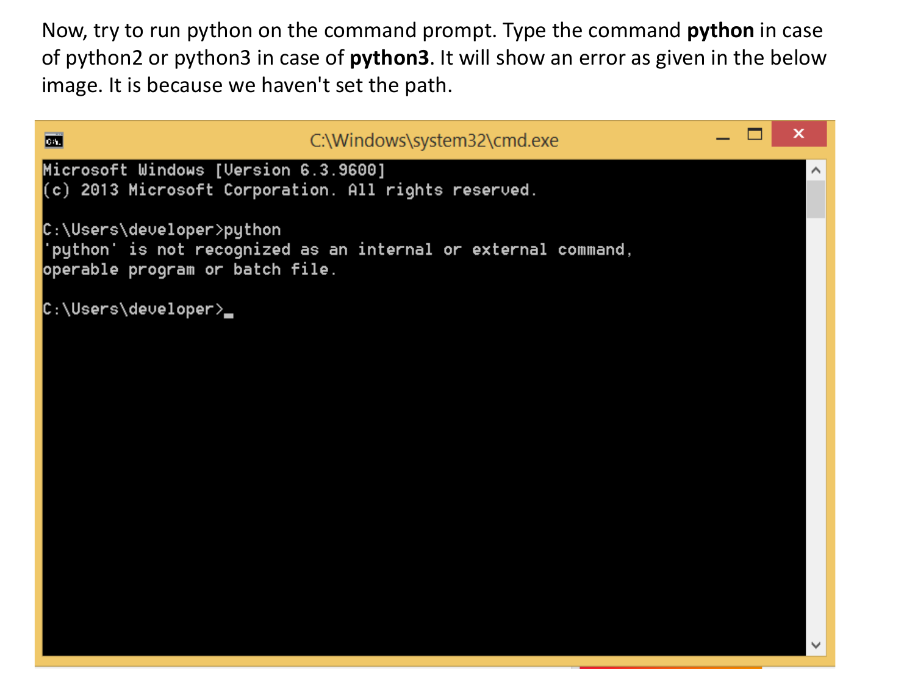Now, try to run python on the command prompt. Type the command **python** in case of python2 or python3 in case of **python3**. It will show an error as given in the below image. It is because we haven't set the path.

```
Microsoft Windows [Version 6.3.9600]
(c) 2013 Microsoft Corporation. All rights reserved.

C:\Users\developer>python
'python' is not recognized as an internal or external command,
operable program or batch file.

C:\Users\developer>
```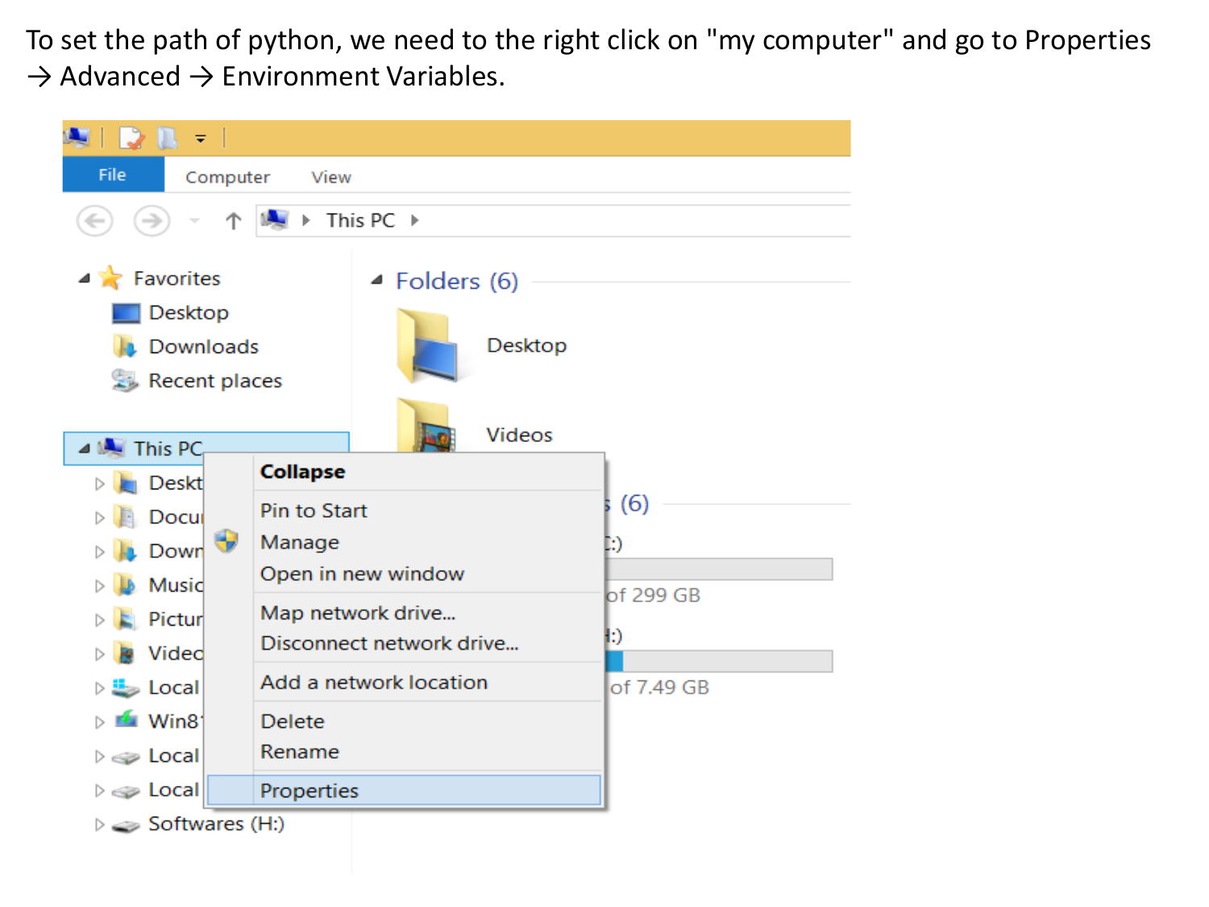To set the path of python, we need to the right click on "my computer" and go to Properties → Advanced → Environment Variables.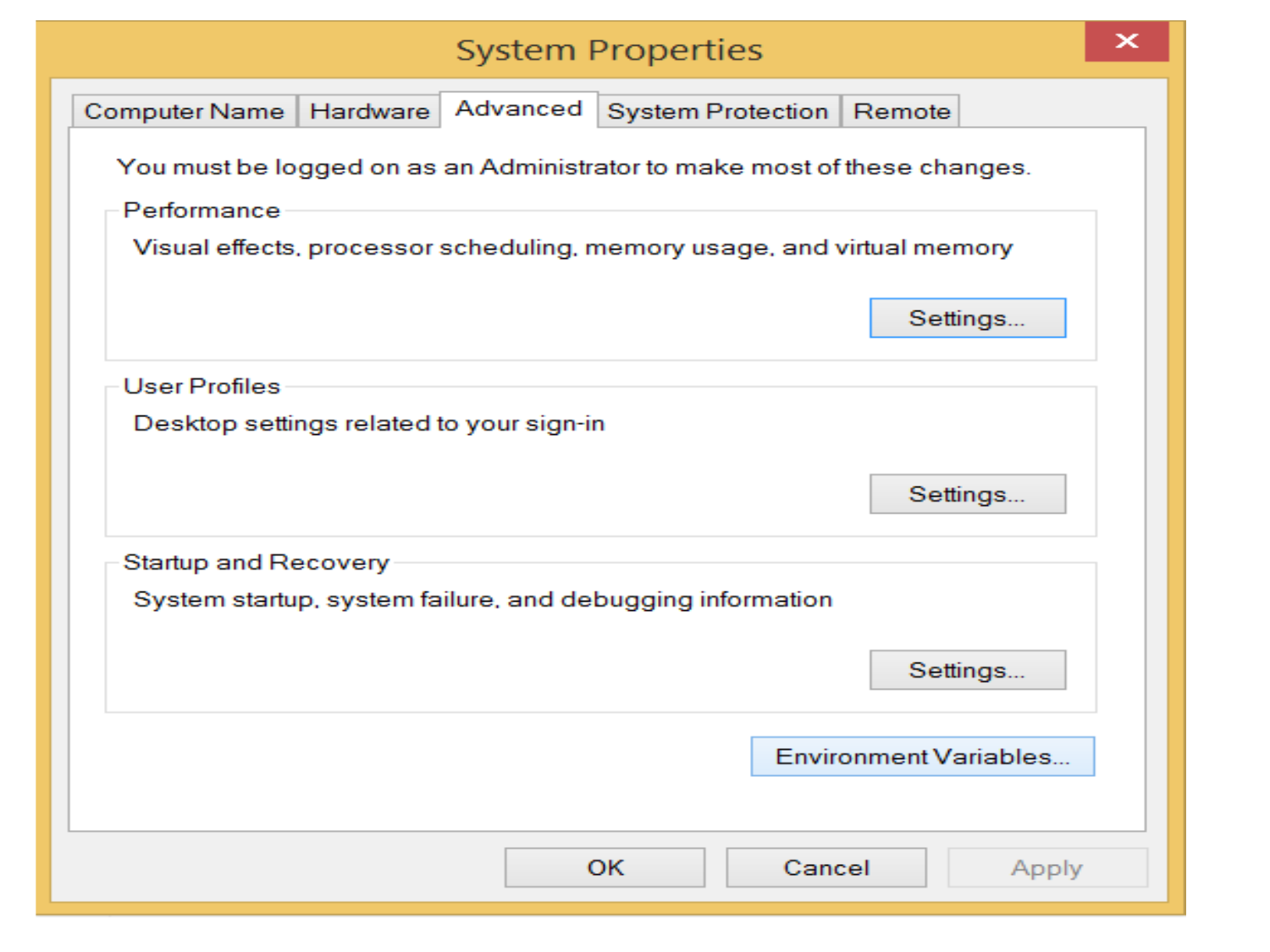System Properties

Computer Name | Hardware | Advanced | System Protection | Remote

You must be logged on as an Administrator to make most of these changes.

Performance

Visual effects, processor scheduling, memory usage, and virtual memory

Settings...

User Profiles

Desktop settings related to your sign-in

Settings...

Startup and Recovery

System startup, system failure, and debugging information

Settings...

Environment Variables...

OK Cancel Apply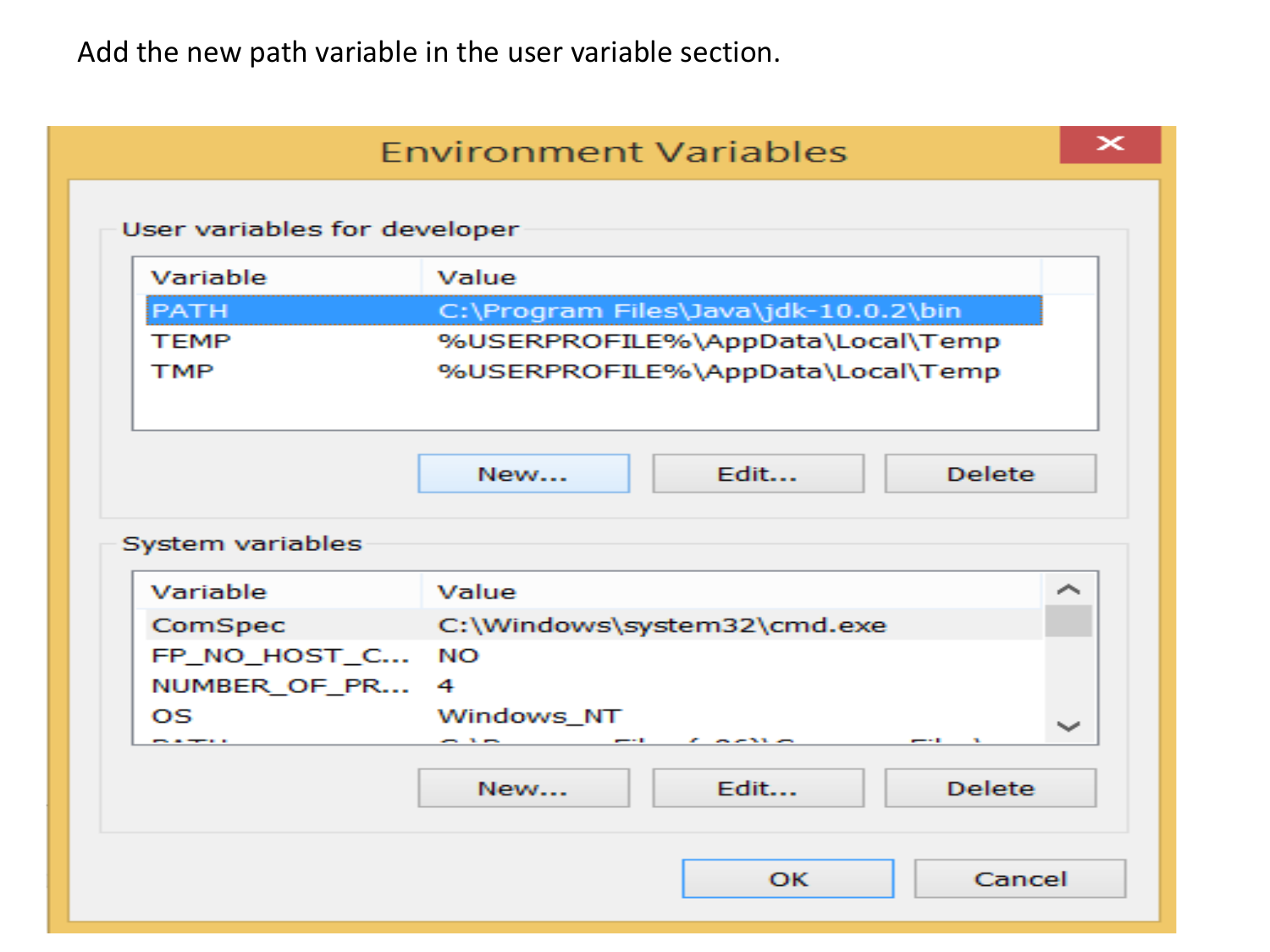Add the new path variable in the user variable section.

**Environment Variables**

User variables for developer

| Variable | Value |
| --- | --- |
| PATH | C:\Program Files\Java\jdk-10.0.2\bin |
| TEMP | %USERPROFILE%\AppData\Local\Temp |
| TMP | %USERPROFILE%\AppData\Local\Temp |

New... Edit... Delete

System variables

| Variable | Value |
| --- | --- |
| ComSpec | C:\Windows\system32\cmd.exe |
| FP_NO_HOST_C... | NO |
| NUMBER_OF_PR... | 4 |
| OS | Windows_NT |

New... Edit... Delete

OK Cancel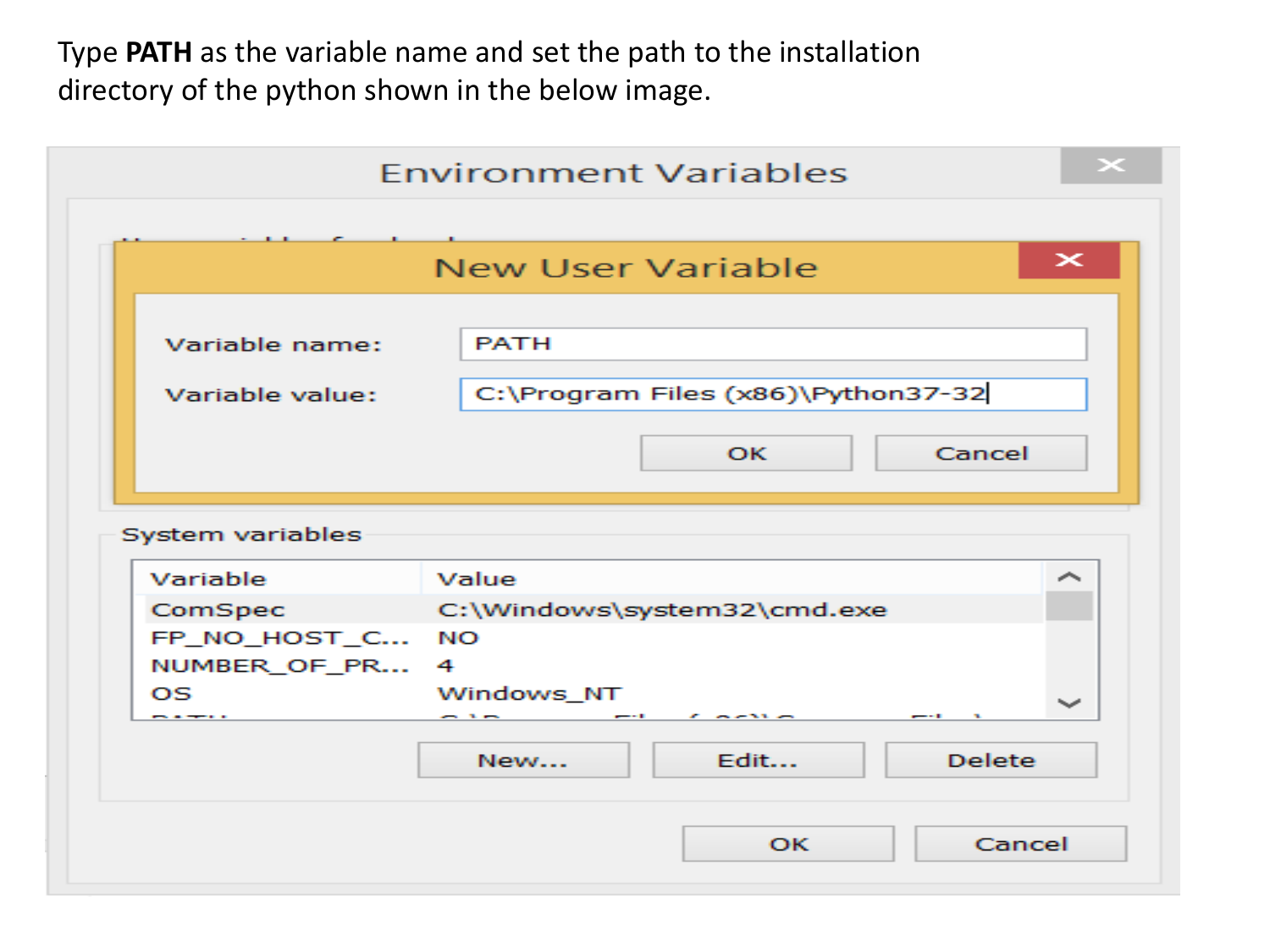Type **PATH** as the variable name and set the path to the installation directory of the python shown in the below image.

Environment Variables

New User Variable

Variable name: PATH

Variable value: C:\Program Files (x86)\Python37-32

OK Cancel

System variables

| Variable | Value |
| --- | --- |
| ComSpec | C:\Windows\system32\cmd.exe |
| FP_NO_HOST_C... | NO |
| NUMBER_OF_PR... | 4 |
| OS | Windows_NT |

New... Edit... Delete

OK Cancel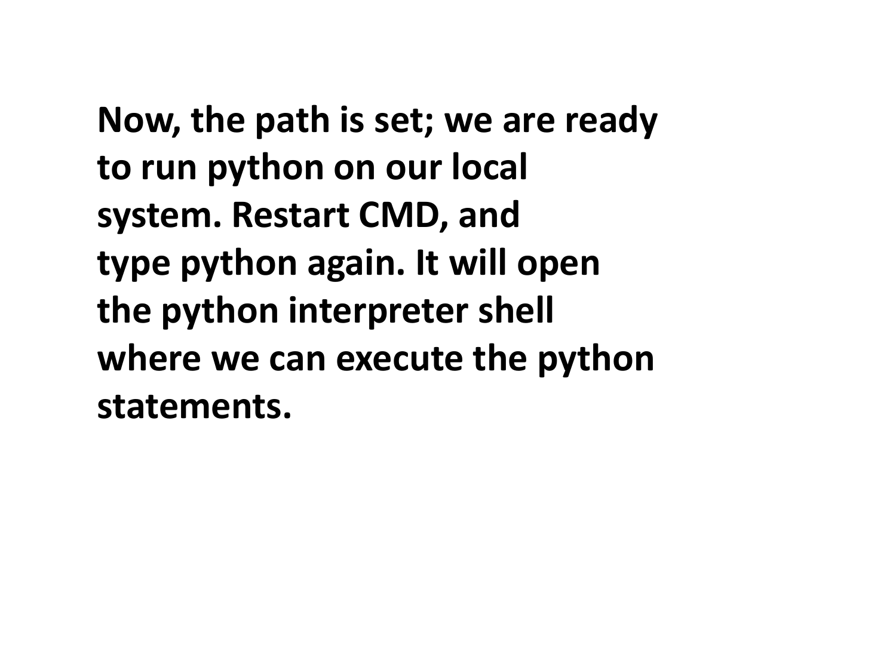**Now, the path is set; we are ready to run python on our local system. Restart CMD, and type python again. It will open the python interpreter shell where we can execute the python statements.**